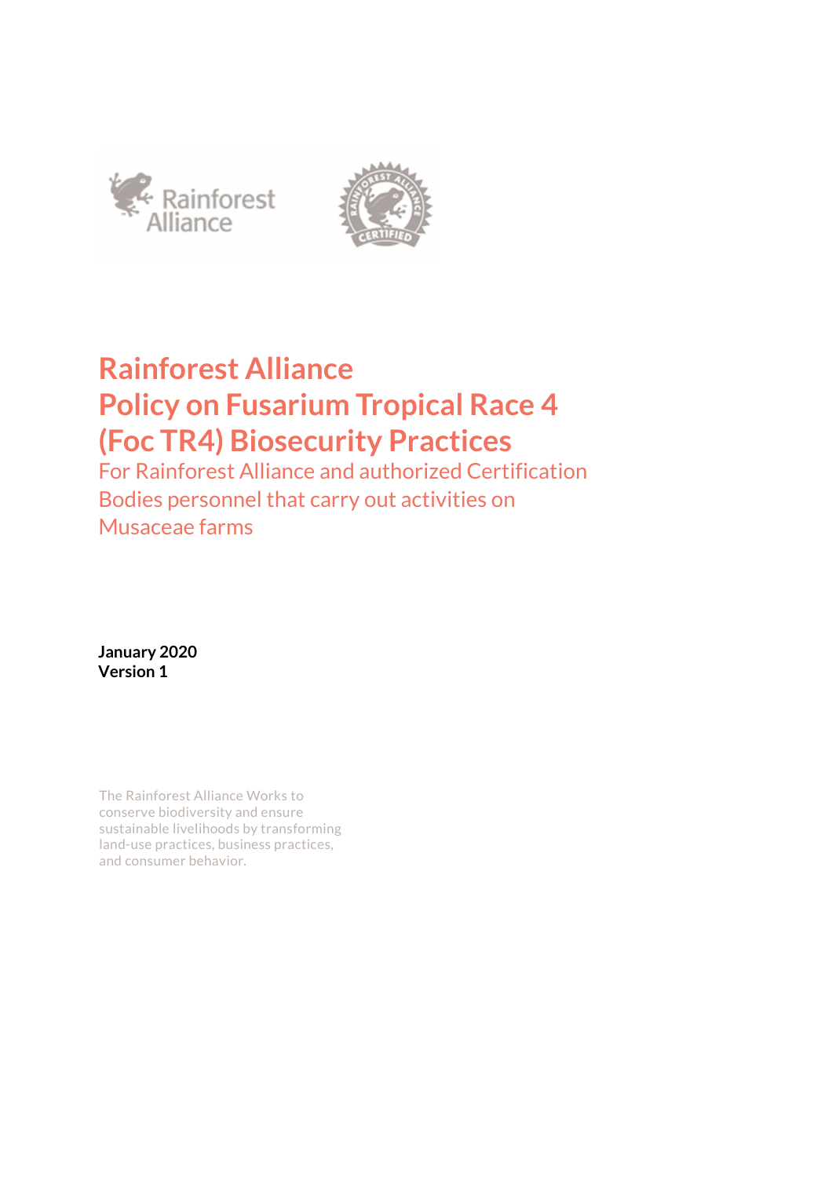# Rainforest Alliance Policy on Fusarium Tropical Race 4 (Foc TR4) Biosecurity Practices

## For Rainforest Alliance and authorized Certification Bodies personnel that carry out activities on Musaceae farms

**January 2020**
**Version 1**

The Rainforest Alliance Works to conserve biodiversity and ensure sustainable livelihoods by transforming land-use practices, business practices, and consumer behavior.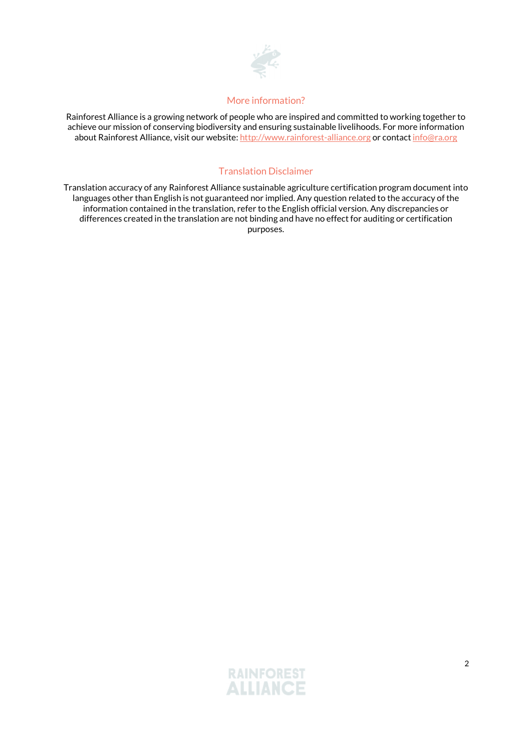## More information?

Rainforest Alliance is a growing network of people who are inspired and committed to working together to achieve our mission of conserving biodiversity and ensuring sustainable livelihoods. For more information about Rainforest Alliance, visit our website: [http://www.rainforest-alliance.org](http://www.rainforest-alliance.org) or contact [info@ra.org](mailto:info@ra.org)

## Translation Disclaimer

Translation accuracy of any Rainforest Alliance sustainable agriculture certification program document into languages other than English is not guaranteed nor implied. Any question related to the accuracy of the information contained in the translation, refer to the English official version. Any discrepancies or differences created in the translation are not binding and have no effect for auditing or certification purposes.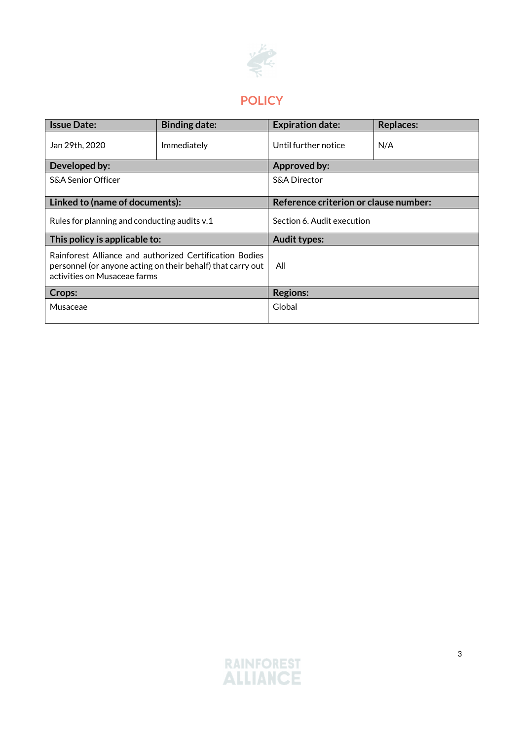# POLICY

| Issue Date: | Binding date: | Expiration date: | Replaces: |
|---|---|---|---|
| Jan 29th, 2020 | Immediately | Until further notice | N/A |
| **Developed by:** | | **Approved by:** | |
| S&A Senior Officer | | S&A Director | |
| **Linked to (name of documents):** | | **Reference criterion or clause number:** | |
| Rules for planning and conducting audits v.1 | | Section 6. Audit execution | |
| **This policy is applicable to:** | | **Audit types:** | |
| Rainforest Alliance and authorized Certification Bodies personnel (or anyone acting on their behalf) that carry out activities on Musaceae farms | | All | |
| **Crops:** | | **Regions:** | |
| Musaceae | | Global | |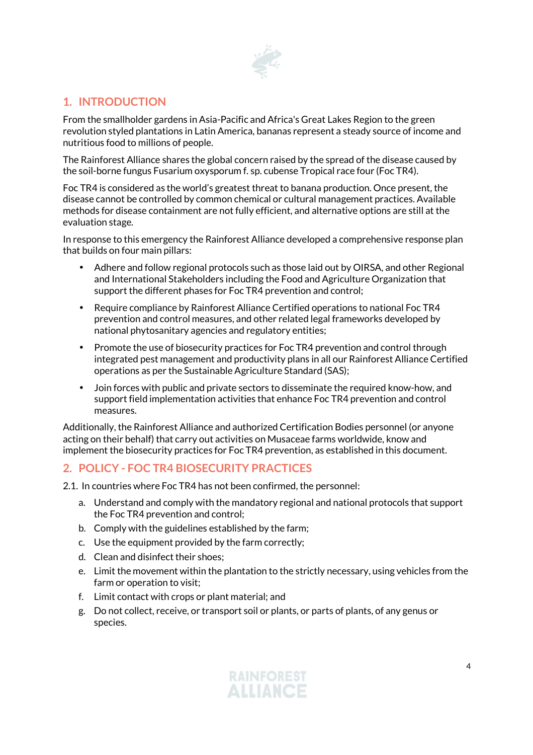## 1. INTRODUCTION

From the smallholder gardens in Asia-Pacific and Africa's Great Lakes Region to the green revolution styled plantations in Latin America, bananas represent a steady source of income and nutritious food to millions of people.

The Rainforest Alliance shares the global concern raised by the spread of the disease caused by the soil-borne fungus Fusarium oxysporum f. sp. cubense Tropical race four (Foc TR4).

Foc TR4 is considered as the world's greatest threat to banana production. Once present, the disease cannot be controlled by common chemical or cultural management practices. Available methods for disease containment are not fully efficient, and alternative options are still at the evaluation stage.

In response to this emergency the Rainforest Alliance developed a comprehensive response plan that builds on four main pillars:

- Adhere and follow regional protocols such as those laid out by OIRSA, and other Regional and International Stakeholders including the Food and Agriculture Organization that support the different phases for Foc TR4 prevention and control;
- Require compliance by Rainforest Alliance Certified operations to national Foc TR4 prevention and control measures, and other related legal frameworks developed by national phytosanitary agencies and regulatory entities;
- Promote the use of biosecurity practices for Foc TR4 prevention and control through integrated pest management and productivity plans in all our Rainforest Alliance Certified operations as per the Sustainable Agriculture Standard (SAS);
- Join forces with public and private sectors to disseminate the required know-how, and support field implementation activities that enhance Foc TR4 prevention and control measures.

Additionally, the Rainforest Alliance and authorized Certification Bodies personnel (or anyone acting on their behalf) that carry out activities on Musaceae farms worldwide, know and implement the biosecurity practices for Foc TR4 prevention, as established in this document.

## 2. POLICY - FOC TR4 BIOSECURITY PRACTICES

2.1. In countries where Foc TR4 has not been confirmed, the personnel:

a. Understand and comply with the mandatory regional and national protocols that support the Foc TR4 prevention and control;
b. Comply with the guidelines established by the farm;
c. Use the equipment provided by the farm correctly;
d. Clean and disinfect their shoes;
e. Limit the movement within the plantation to the strictly necessary, using vehicles from the farm or operation to visit;
f. Limit contact with crops or plant material; and
g. Do not collect, receive, or transport soil or plants, or parts of plants, of any genus or species.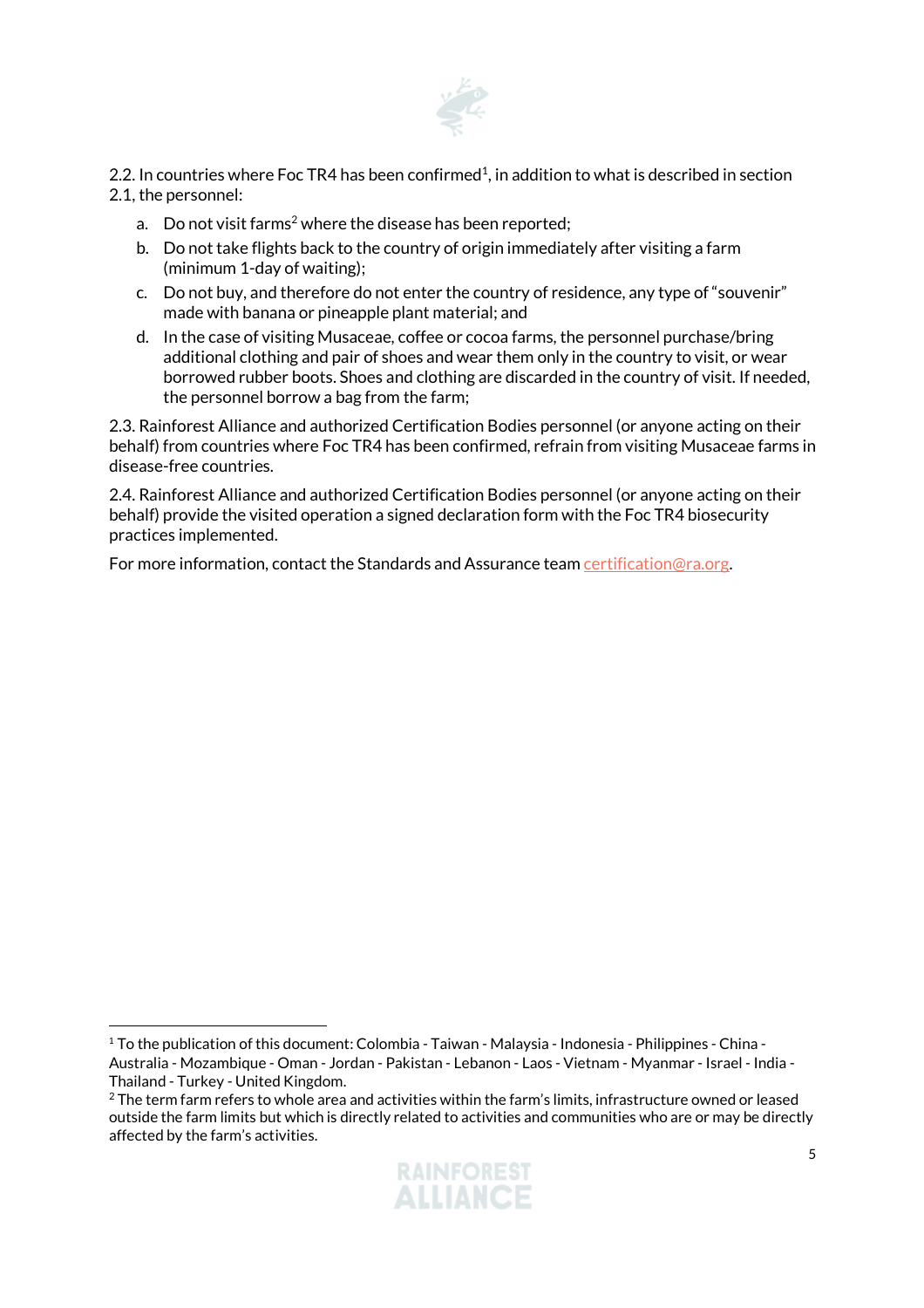2.2. In countries where Foc TR4 has been confirmed[1], in addition to what is described in section 2.1, the personnel:

a. Do not visit farms[2] where the disease has been reported;
b. Do not take flights back to the country of origin immediately after visiting a farm (minimum 1-day of waiting);
c. Do not buy, and therefore do not enter the country of residence, any type of "souvenir" made with banana or pineapple plant material; and
d. In the case of visiting Musaceae, coffee or cocoa farms, the personnel purchase/bring additional clothing and pair of shoes and wear them only in the country to visit, or wear borrowed rubber boots. Shoes and clothing are discarded in the country of visit. If needed, the personnel borrow a bag from the farm;

2.3. Rainforest Alliance and authorized Certification Bodies personnel (or anyone acting on their behalf) from countries where Foc TR4 has been confirmed, refrain from visiting Musaceae farms in disease-free countries.

2.4. Rainforest Alliance and authorized Certification Bodies personnel (or anyone acting on their behalf) provide the visited operation a signed declaration form with the Foc TR4 biosecurity practices implemented.

For more information, contact the Standards and Assurance team certification@ra.org.

---

[1] To the publication of this document: Colombia - Taiwan - Malaysia - Indonesia - Philippines - China - Australia - Mozambique - Oman - Jordan - Pakistan - Lebanon - Laos - Vietnam - Myanmar - Israel - India - Thailand - Turkey - United Kingdom.

[2] The term farm refers to whole area and activities within the farm's limits, infrastructure owned or leased outside the farm limits but which is directly related to activities and communities who are or may be directly affected by the farm's activities.